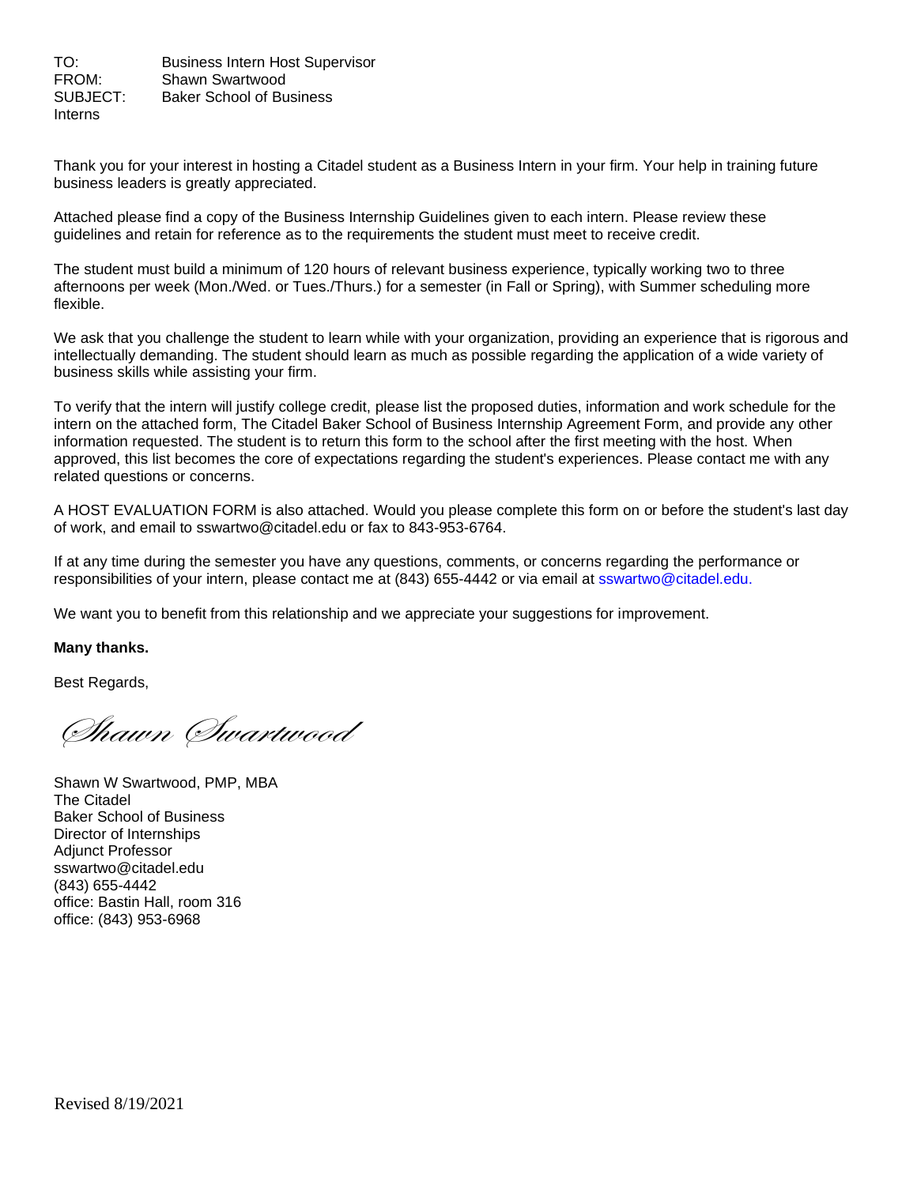TO: Business Intern Host Supervisor
FROM: Shawn Swartwood
SUBJECT: Baker School of Business Interns

Thank you for your interest in hosting a Citadel student as a Business Intern in your firm. Your help in training future business leaders is greatly appreciated.

Attached please find a copy of the Business Internship Guidelines given to each intern. Please review these guidelines and retain for reference as to the requirements the student must meet to receive credit.

The student must build a minimum of 120 hours of relevant business experience, typically working two to three afternoons per week (Mon./Wed. or Tues./Thurs.) for a semester (in Fall or Spring), with Summer scheduling more flexible.

We ask that you challenge the student to learn while with your organization, providing an experience that is rigorous and intellectually demanding. The student should learn as much as possible regarding the application of a wide variety of business skills while assisting your firm.

To verify that the intern will justify college credit, please list the proposed duties, information and work schedule for the intern on the attached form, The Citadel Baker School of Business Internship Agreement Form, and provide any other information requested. The student is to return this form to the school after the first meeting with the host. When approved, this list becomes the core of expectations regarding the student's experiences. Please contact me with any related questions or concerns.

A HOST EVALUATION FORM is also attached. Would you please complete this form on or before the student's last day of work, and email to sswartwo@citadel.edu or fax to 843-953-6764.

If at any time during the semester you have any questions, comments, or concerns regarding the performance or responsibilities of your intern, please contact me at (843) 655-4442 or via email at sswartwo@citadel.edu.

We want you to benefit from this relationship and we appreciate your suggestions for improvement.

**Many thanks.**

Best Regards,

*Shawn Swartwood*

Shawn W Swartwood, PMP, MBA
The Citadel
Baker School of Business
Director of Internships
Adjunct Professor
sswartwo@citadel.edu
(843) 655-4442
office: Bastin Hall, room 316
office: (843) 953-6968

Revised 8/19/2021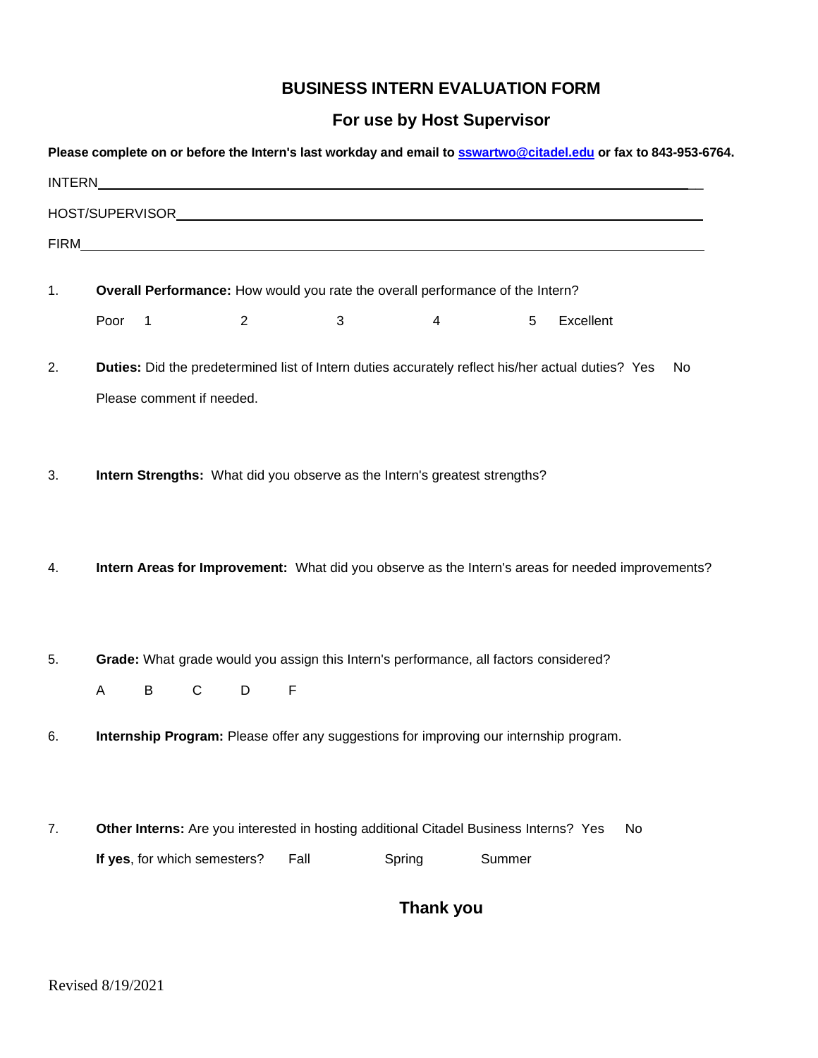# BUSINESS INTERN EVALUATION FORM

## For use by Host Supervisor

**Please complete on or before the Intern's last workday and email to sswartwo@citadel.edu or fax to 843-953-6764.**

INTERN_______________________________________________________________________________

HOST/SUPERVISOR______________________________________________________________________

FIRM_________________________________________________________________________________

1. **Overall Performance:** How would you rate the overall performance of the Intern?

   Poor 1 2 3 4 5 Excellent

2. **Duties:** Did the predetermined list of Intern duties accurately reflect his/her actual duties? Yes No

   Please comment if needed.

3. **Intern Strengths:** What did you observe as the Intern's greatest strengths?

4. **Intern Areas for Improvement:** What did you observe as the Intern's areas for needed improvements?

5. **Grade:** What grade would you assign this Intern's performance, all factors considered?

   A B C D F

6. **Internship Program:** Please offer any suggestions for improving our internship program.

7. **Other Interns:** Are you interested in hosting additional Citadel Business Interns? Yes No

   **If yes**, for which semesters? Fall Spring Summer

**Thank you**

Revised 8/19/2021